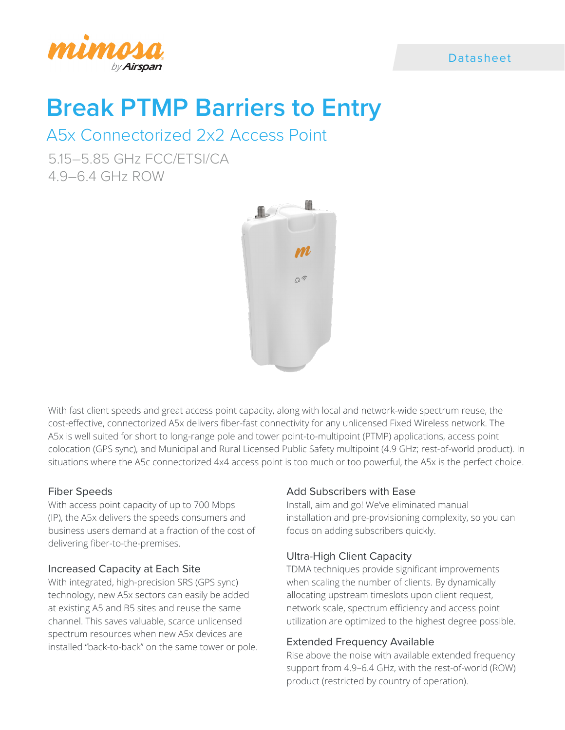Datasheet

# Break PTMP Barriers to Entry

## A5x Connectorized 2x2 Access Point

5.15–5.85 GHz FCC/ETSI/CA
4.9–6.4 GHz ROW

With fast client speeds and great access point capacity, along with local and network-wide spectrum reuse, the cost-effective, connectorized A5x delivers fiber-fast connectivity for any unlicensed Fixed Wireless network. The A5x is well suited for short to long-range pole and tower point-to-multipoint (PTMP) applications, access point colocation (GPS sync), and Municipal and Rural Licensed Public Safety multipoint (4.9 GHz; rest-of-world product). In situations where the A5c connectorized 4x4 access point is too much or too powerful, the A5x is the perfect choice.

### Fiber Speeds

With access point capacity of up to 700 Mbps (IP), the A5x delivers the speeds consumers and business users demand at a fraction of the cost of delivering fiber-to-the-premises.

### Increased Capacity at Each Site

With integrated, high-precision SRS (GPS sync) technology, new A5x sectors can easily be added at existing A5 and B5 sites and reuse the same channel. This saves valuable, scarce unlicensed spectrum resources when new A5x devices are installed "back-to-back" on the same tower or pole.

### Add Subscribers with Ease

Install, aim and go! We've eliminated manual installation and pre-provisioning complexity, so you can focus on adding subscribers quickly.

### Ultra-High Client Capacity

TDMA techniques provide significant improvements when scaling the number of clients. By dynamically allocating upstream timeslots upon client request, network scale, spectrum efficiency and access point utilization are optimized to the highest degree possible.

### Extended Frequency Available

Rise above the noise with available extended frequency support from 4.9–6.4 GHz, with the rest-of-world (ROW) product (restricted by country of operation).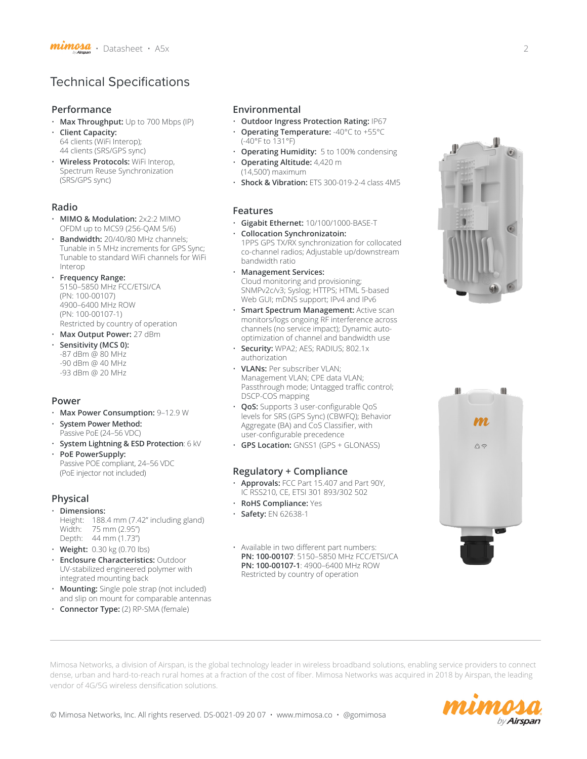# Technical Specifications

## Performance

- **Max Throughput:** Up to 700 Mbps (IP)
- **Client Capacity:**
  64 clients (WiFi Interop);
  44 clients (SRS/GPS sync)
- **Wireless Protocols:** WiFi Interop, Spectrum Reuse Synchronization (SRS/GPS sync)

## Radio

- **MIMO & Modulation:** 2x2:2 MIMO OFDM up to MCS9 (256-QAM 5/6)
- **Bandwidth:** 20/40/80 MHz channels; Tunable in 5 MHz increments for GPS Sync; Tunable to standard WiFi channels for WiFi Interop
- **Frequency Range:**
  5150–5850 MHz FCC/ETSI/CA
  (PN: 100-00107)
  4900–6400 MHz ROW
  (PN: 100-00107-1)
  Restricted by country of operation
- **Max Output Power:** 27 dBm
- **Sensitivity (MCS 0):**
  -87 dBm @ 80 MHz
  -90 dBm @ 40 MHz
  -93 dBm @ 20 MHz

## Power

- **Max Power Consumption:** 9–12.9 W
- **System Power Method:**
  Passive PoE (24–56 VDC)
- **System Lightning & ESD Protection**: 6 kV
- **PoE PowerSupply:**
  Passive POE compliant, 24–56 VDC
  (PoE injector not included)

## Physical

- **Dimensions:**
  Height: 188.4 mm (7.42" including gland)
  Width: 75 mm (2.95")
  Depth: 44 mm (1.73")
- **Weight:** 0.30 kg (0.70 lbs)
- **Enclosure Characteristics:** Outdoor UV-stabilized engineered polymer with integrated mounting back
- **Mounting:** Single pole strap (not included) and slip on mount for comparable antennas
- **Connector Type:** (2) RP-SMA (female)

## Environmental

- **Outdoor Ingress Protection Rating:** IP67
- **Operating Temperature:** -40°C to +55°C (-40°F to 131°F)
- **Operating Humidity:** 5 to 100% condensing
- **Operating Altitude:** 4,420 m (14,500') maximum
- **Shock & Vibration:** ETS 300-019-2-4 class 4M5

## Features

- **Gigabit Ethernet:** 10/100/1000-BASE-T
- **Collocation Synchronizatoin:**
  1PPS GPS TX/RX synchronization for collocated co-channel radios; Adjustable up/downstream bandwidth ratio
- **Management Services:**
  Cloud monitoring and provisioning; SNMPv2c/v3; Syslog; HTTPS; HTML 5-based Web GUI; mDNS support; IPv4 and IPv6
- **Smart Spectrum Management:** Active scan monitors/logs ongoing RF interference across channels (no service impact); Dynamic auto-optimization of channel and bandwidth use
- **Security:** WPA2; AES; RADIUS; 802.1x authorization
- **VLANs:** Per subscriber VLAN; Management VLAN; CPE data VLAN; Passthrough mode; Untagged traffic control; DSCP-COS mapping
- **QoS:** Supports 3 user-configurable QoS levels for SRS (GPS Sync) (CBWFQ); Behavior Aggregate (BA) and CoS Classifier, with user-configurable precedence
- **GPS Location:** GNSS1 (GPS + GLONASS)

## Regulatory + Compliance

- **Approvals:** FCC Part 15.407 and Part 90Y, IC RSS210, CE, ETSI 301 893/302 502
- **RoHS Compliance:** Yes
- **Safety:** EN 62638-1

- Available in two different part numbers:
  **PN: 100-00107**: 5150–5850 MHz FCC/ETSI/CA
  **PN: 100-00107-1**: 4900–6400 MHz ROW
  Restricted by country of operation

Mimosa Networks, a division of Airspan, is the global technology leader in wireless broadband solutions, enabling service providers to connect dense, urban and hard-to-reach rural homes at a fraction of the cost of fiber. Mimosa Networks was acquired in 2018 by Airspan, the leading vendor of 4G/5G wireless densification solutions.

© Mimosa Networks, Inc. All rights reserved. DS-0021-09 20 07 • www.mimosa.co • @gomimosa